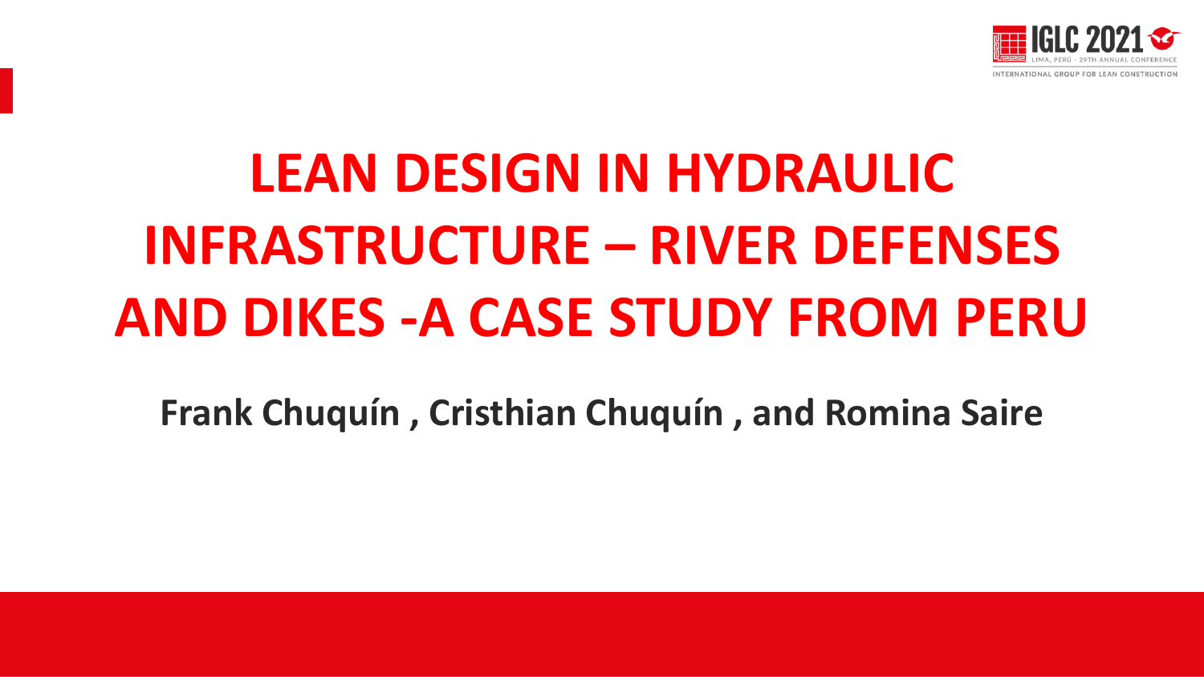# LEAN DESIGN IN HYDRAULIC INFRASTRUCTURE – RIVER DEFENSES AND DIKES -A CASE STUDY FROM PERU

**Frank Chuquín , Cristhian Chuquín , and Romina Saire**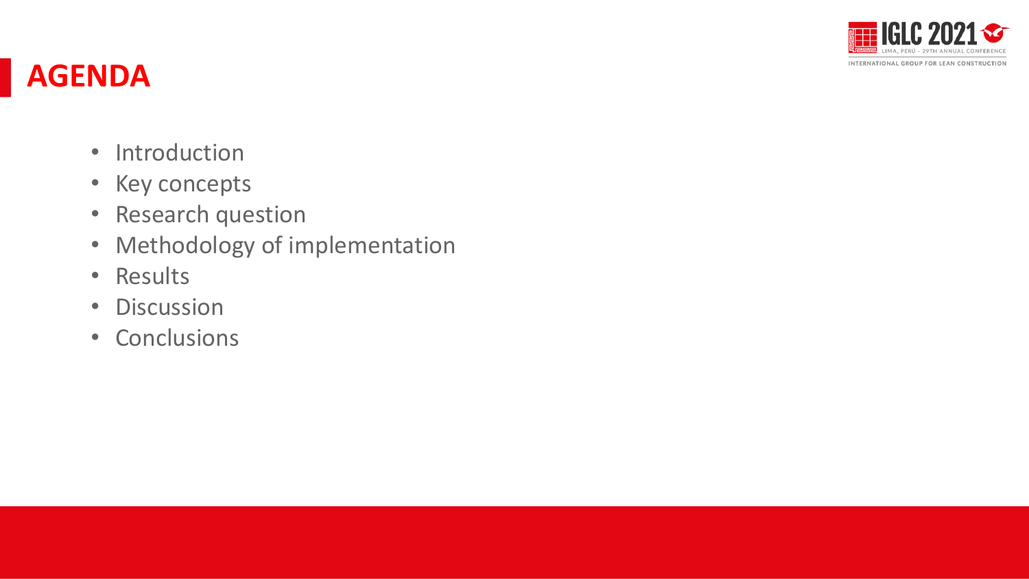# AGENDA

- Introduction
- Key concepts
- Research question
- Methodology of implementation
- Results
- Discussion
- Conclusions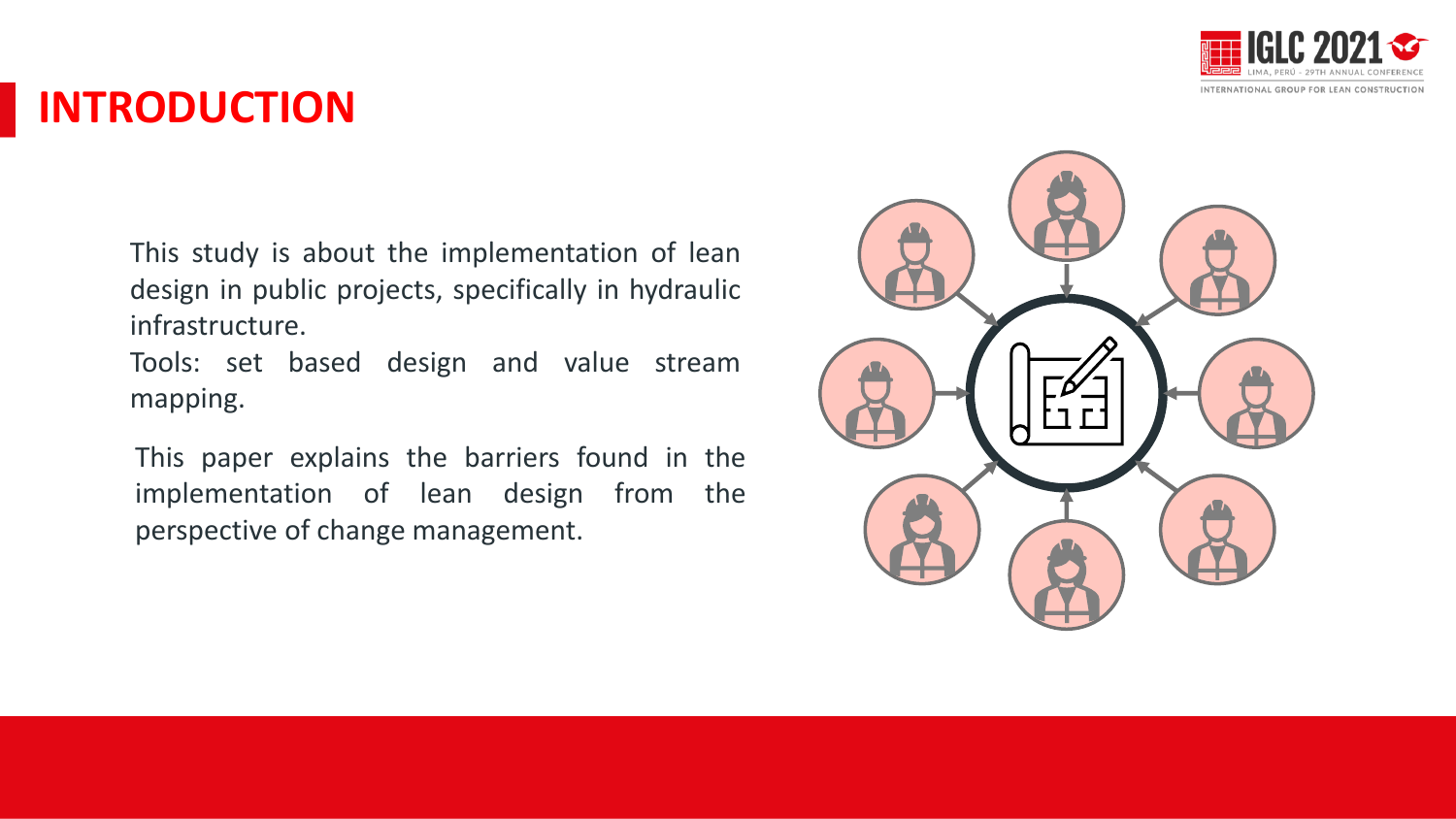# INTRODUCTION

This study is about the implementation of lean design in public projects, specifically in hydraulic infrastructure.

Tools: set based design and value stream mapping.

This paper explains the barriers found in the implementation of lean design from the perspective of change management.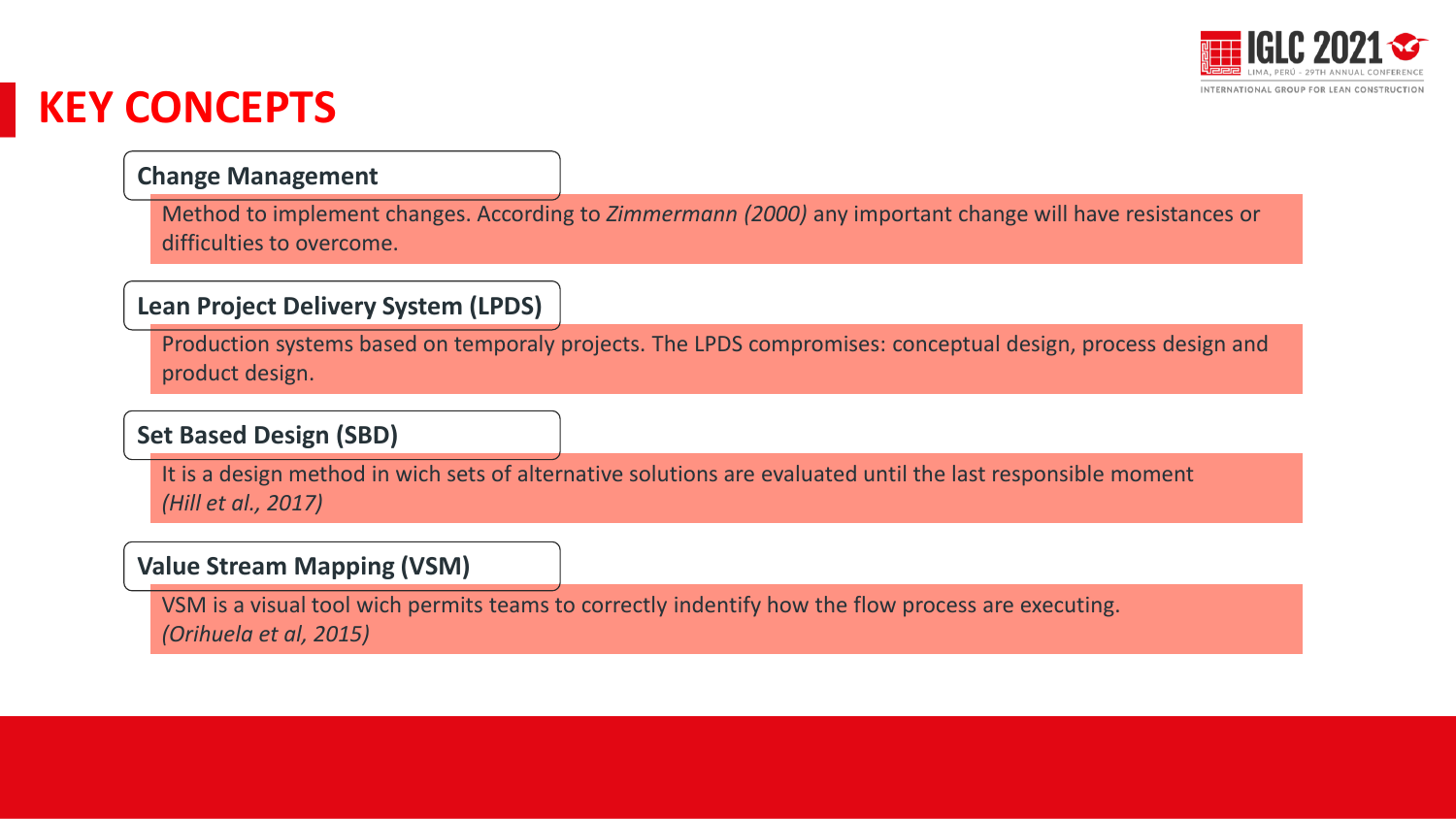# KEY CONCEPTS

**Change Management**

Method to implement changes. According to *Zimmermann (2000)* any important change will have resistances or difficulties to overcome.

**Lean Project Delivery System (LPDS)**

Production systems based on temporaly projects. The LPDS compromises: conceptual design, process design and product design.

**Set Based Design (SBD)**

It is a design method in wich sets of alternative solutions are evaluated until the last responsible moment *(Hill et al., 2017)*

**Value Stream Mapping (VSM)**

VSM is a visual tool wich permits teams to correctly indentify how the flow process are executing. *(Orihuela et al, 2015)*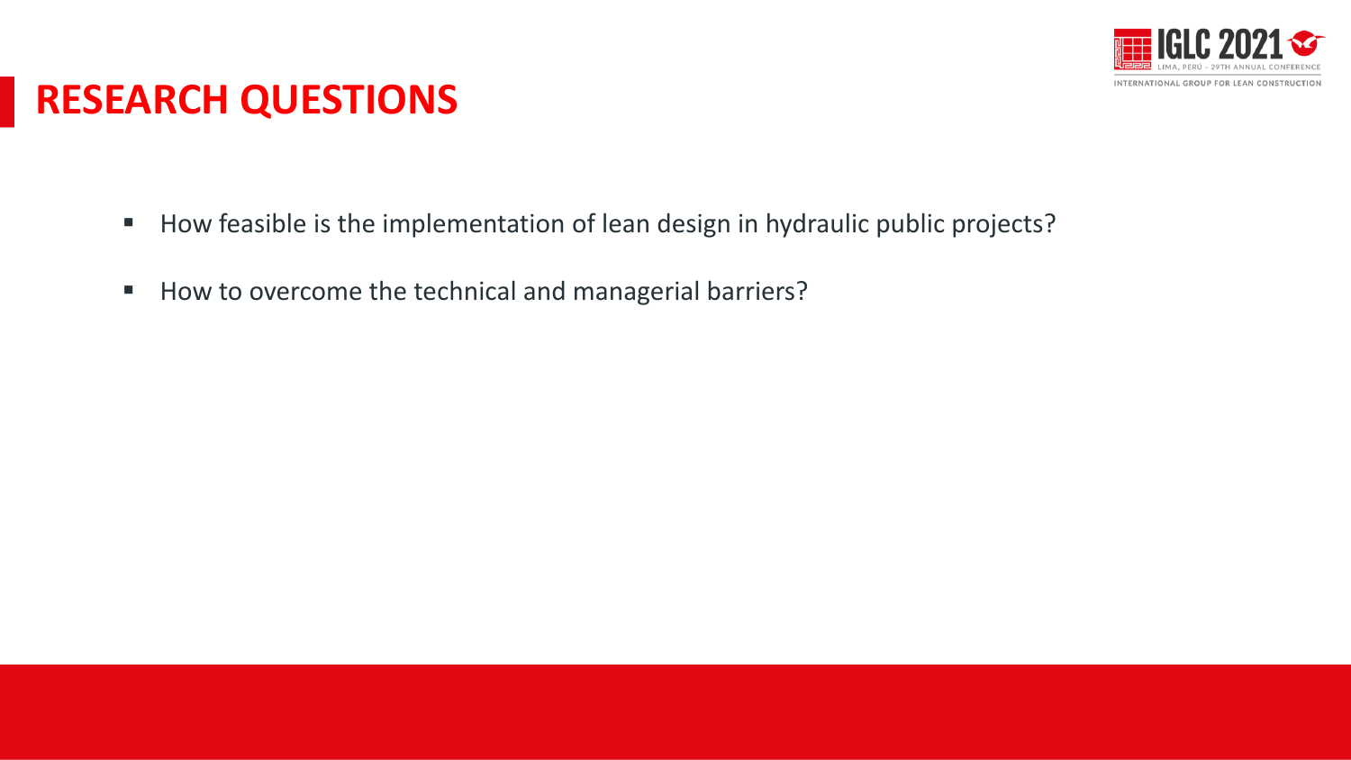# RESEARCH QUESTIONS

- How feasible is the implementation of lean design in hydraulic public projects?
- How to overcome the technical and managerial barriers?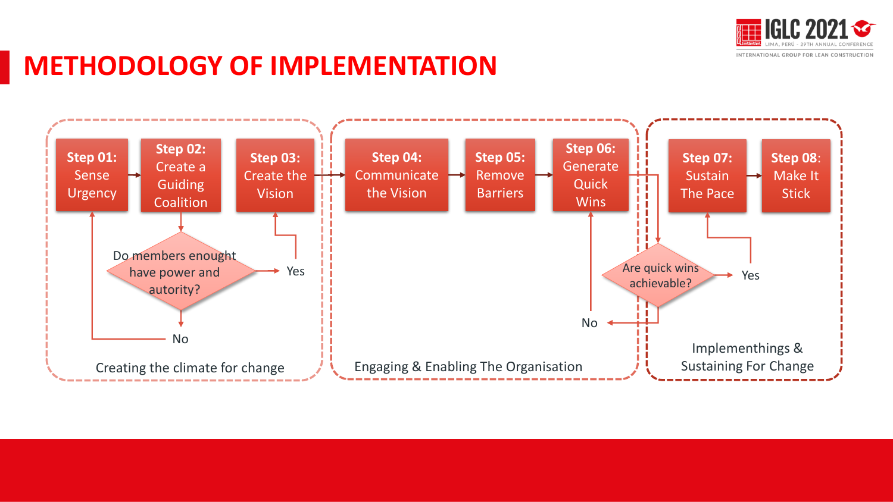# METHODOLOGY OF IMPLEMENTATION

Creating the climate for change

**Step 01:** Sense Urgency

**Step 02:** Create a Guiding Coalition

Do members enought have power and autority?

Yes

No

**Step 03:** Create the Vision

Engaging & Enabling The Organisation

**Step 04:** Communicate the Vision

**Step 05:** Remove Barriers

**Step 06:** Generate Quick Wins

Are quick wins achievable?

Yes

No

Implementhings & Sustaining For Change

**Step 07:** Sustain The Pace

**Step 08:** Make It Stick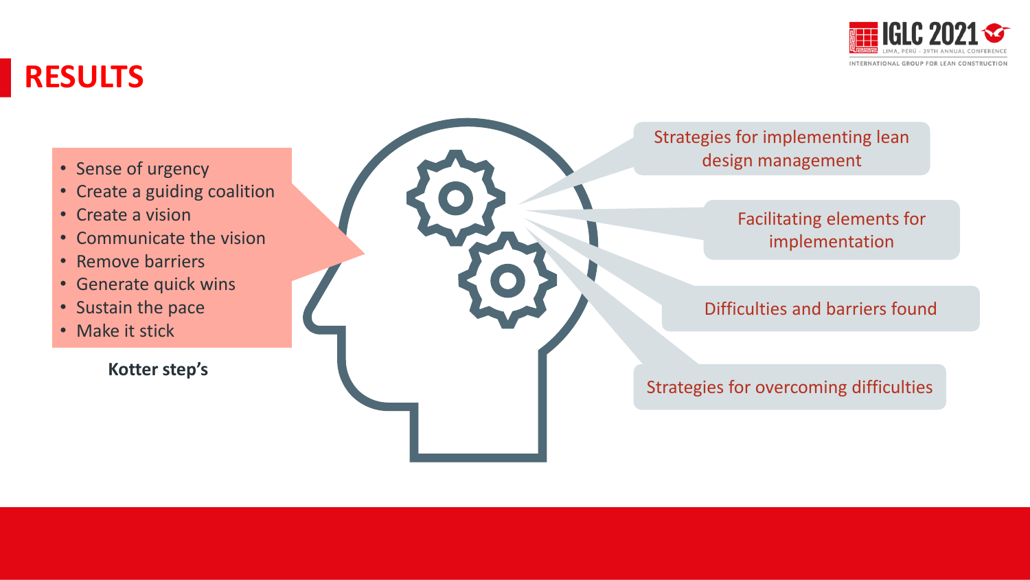# RESULTS

- Sense of urgency
- Create a guiding coalition
- Create a vision
- Communicate the vision
- Remove barriers
- Generate quick wins
- Sustain the pace
- Make it stick

**Kotter step's**

Strategies for implementing lean design management

Facilitating elements for implementation

Difficulties and barriers found

Strategies for overcoming difficulties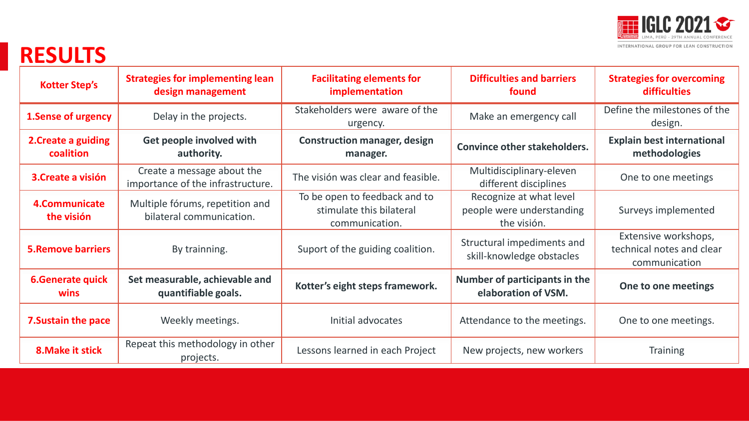# RESULTS

| Kotter Step's | Strategies for implementing lean design management | Facilitating elements for implementation | Difficulties and barriers found | Strategies for overcoming difficulties |
|---|---|---|---|---|
| 1.Sense of urgency | Delay in the projects. | Stakeholders were aware of the urgency. | Make an emergency call | Define the milestones of the design. |
| 2.Create a guiding coalition | **Get people involved with authority.** | **Construction manager, design manager.** | **Convince other stakeholders.** | **Explain best international methodologies** |
| 3.Create a visión | Create a message about the importance of the infrastructure. | The visión was clear and feasible. | Multidisciplinary-eleven different disciplines | One to one meetings |
| 4.Communicate the visión | Multiple fórums, repetition and bilateral communication. | To be open to feedback and to stimulate this bilateral communication. | Recognize at what level people were understanding the visión. | Surveys implemented |
| 5.Remove barriers | By trainning. | Suport of the guiding coalition. | Structural impediments and skill-knowledge obstacles | Extensive workshops, technical notes and clear communication |
| 6.Generate quick wins | **Set measurable, achievable and quantifiable goals.** | **Kotter's eight steps framework.** | **Number of participants in the elaboration of VSM.** | **One to one meetings** |
| 7.Sustain the pace | Weekly meetings. | Initial advocates | Attendance to the meetings. | One to one meetings. |
| 8.Make it stick | Repeat this methodology in other projects. | Lessons learned in each Project | New projects, new workers | Training |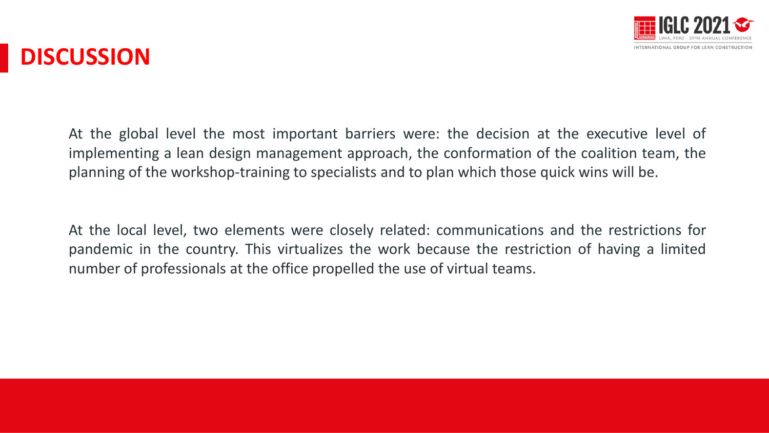# DISCUSSION

At the global level the most important barriers were: the decision at the executive level of implementing a lean design management approach, the conformation of the coalition team, the planning of the workshop-training to specialists and to plan which those quick wins will be.

At the local level, two elements were closely related: communications and the restrictions for pandemic in the country. This virtualizes the work because the restriction of having a limited number of professionals at the office propelled the use of virtual teams.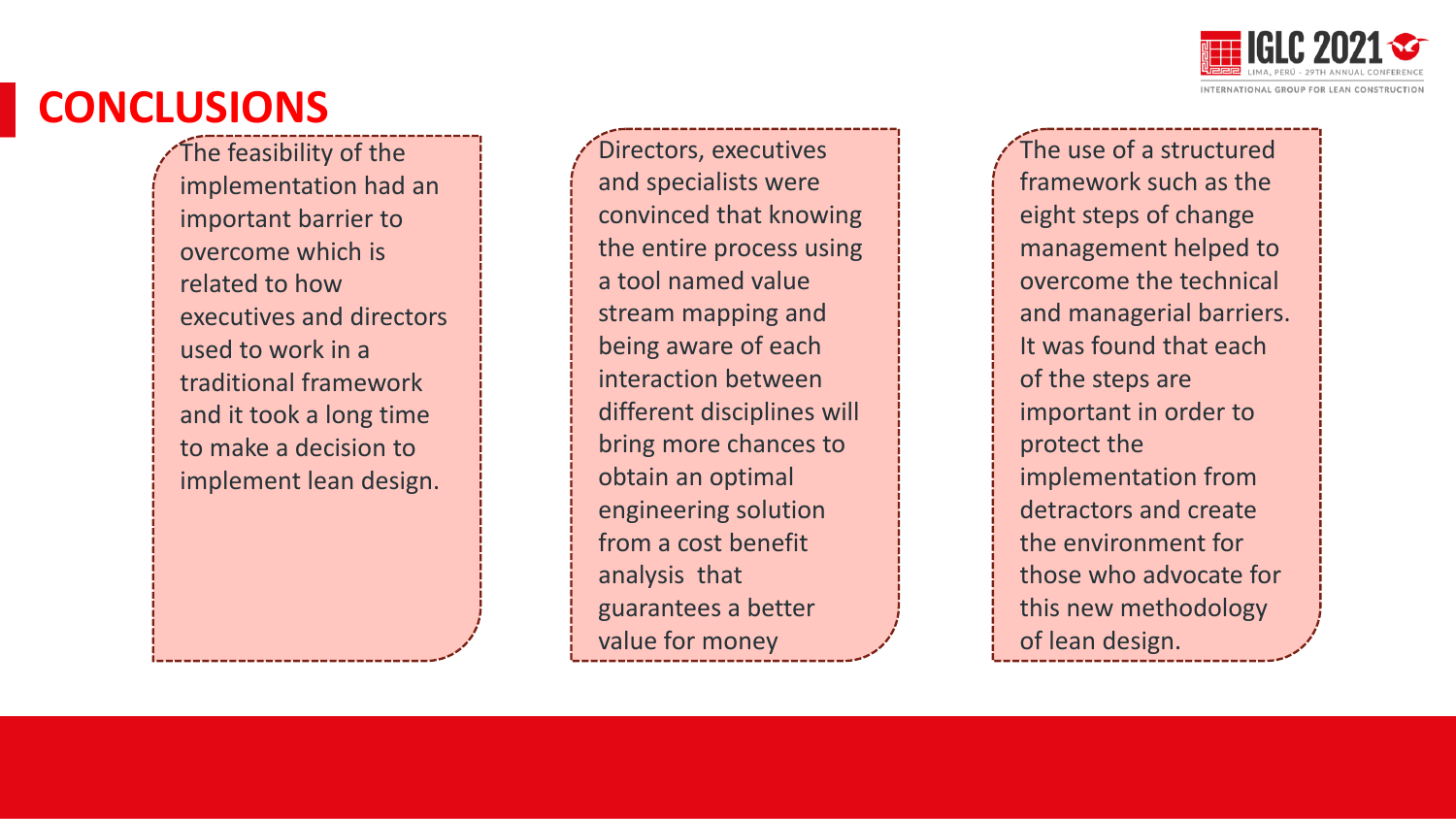# CONCLUSIONS

The feasibility of the implementation had an important barrier to overcome which is related to how executives and directors used to work in a traditional framework and it took a long time to make a decision to implement lean design.

Directors, executives and specialists were convinced that knowing the entire process using a tool named value stream mapping and being aware of each interaction between different disciplines will bring more chances to obtain an optimal engineering solution from a cost benefit analysis that guarantees a better value for money

The use of a structured framework such as the eight steps of change management helped to overcome the technical and managerial barriers. It was found that each of the steps are important in order to protect the implementation from detractors and create the environment for those who advocate for this new methodology of lean design.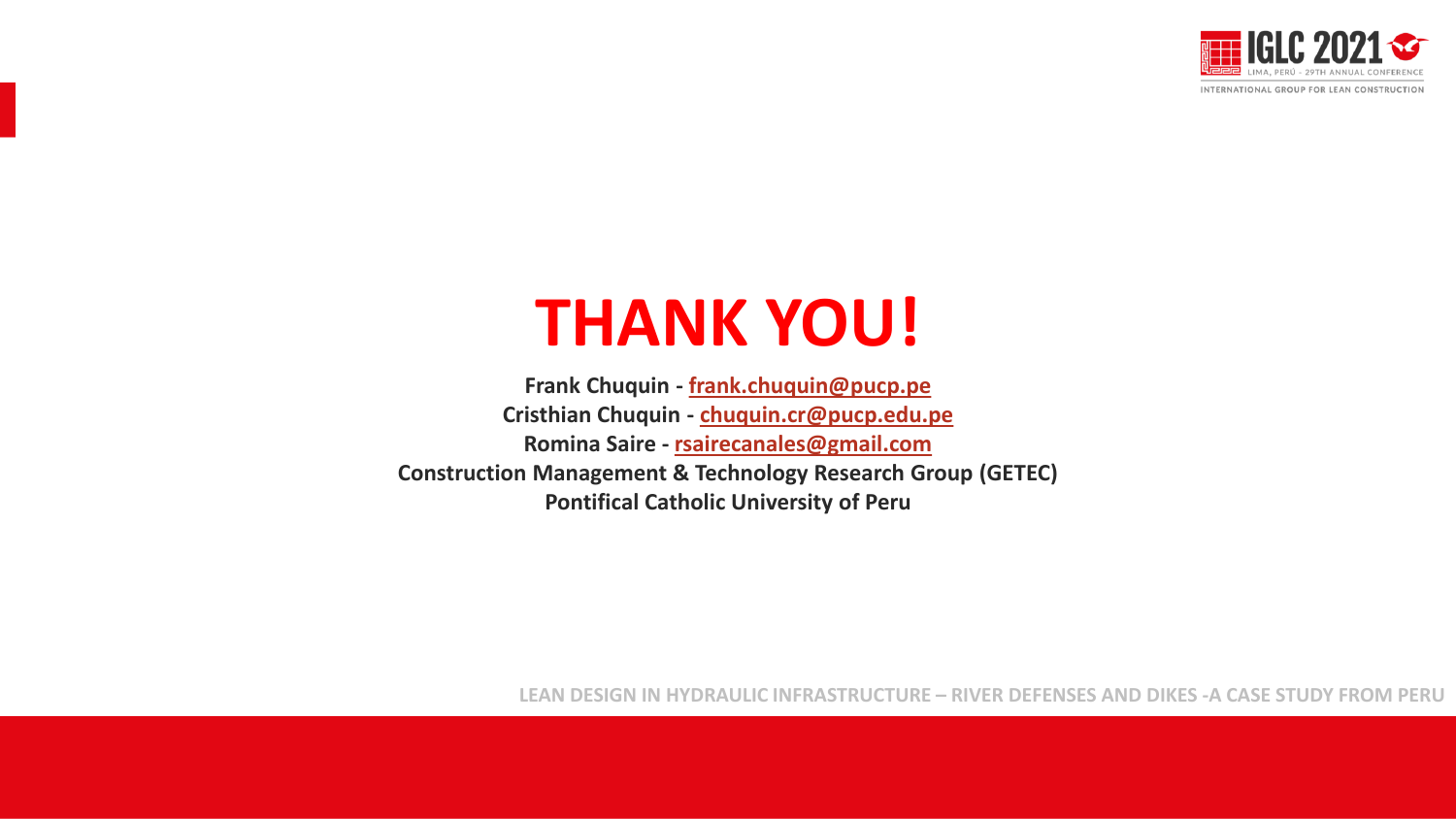# THANK YOU!

**Frank Chuquin - frank.chuquin@pucp.pe**
**Cristhian Chuquin - chuquin.cr@pucp.edu.pe**
**Romina Saire - rsairecanales@gmail.com**
**Construction Management & Technology Research Group (GETEC)**
**Pontifical Catholic University of Peru**